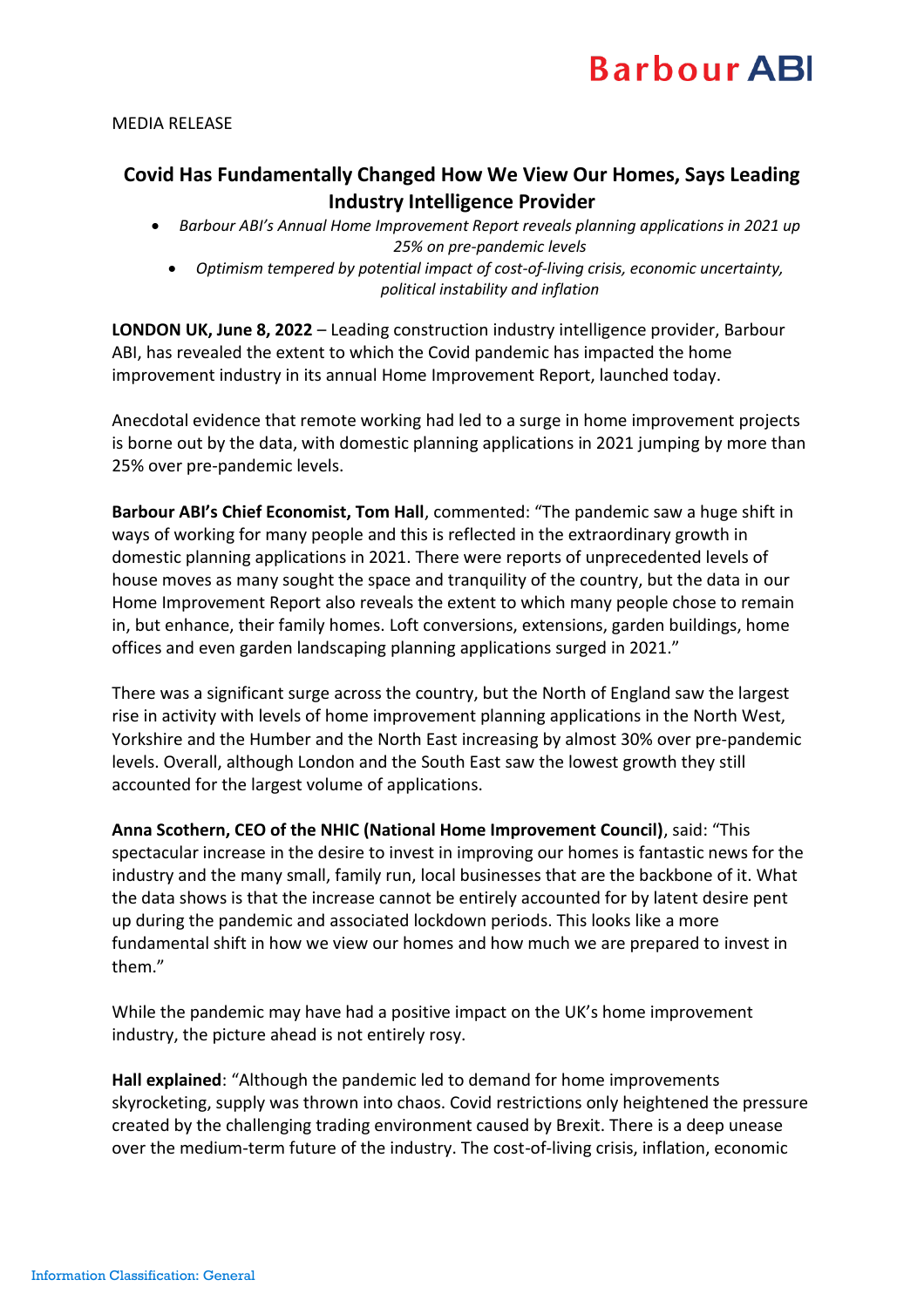Barbour ABI

MEDIA RELEASE

# Covid Has Fundamentally Changed How We View Our Homes, Says Leading Industry Intelligence Provider

- *Barbour ABI's Annual Home Improvement Report reveals planning applications in 2021 up 25% on pre-pandemic levels*
- *Optimism tempered by potential impact of cost-of-living crisis, economic uncertainty, political instability and inflation*

**LONDON UK, June 8, 2022** – Leading construction industry intelligence provider, Barbour ABI, has revealed the extent to which the Covid pandemic has impacted the home improvement industry in its annual Home Improvement Report, launched today.

Anecdotal evidence that remote working had led to a surge in home improvement projects is borne out by the data, with domestic planning applications in 2021 jumping by more than 25% over pre-pandemic levels.

**Barbour ABI's Chief Economist, Tom Hall**, commented: "The pandemic saw a huge shift in ways of working for many people and this is reflected in the extraordinary growth in domestic planning applications in 2021. There were reports of unprecedented levels of house moves as many sought the space and tranquility of the country, but the data in our Home Improvement Report also reveals the extent to which many people chose to remain in, but enhance, their family homes. Loft conversions, extensions, garden buildings, home offices and even garden landscaping planning applications surged in 2021."

There was a significant surge across the country, but the North of England saw the largest rise in activity with levels of home improvement planning applications in the North West, Yorkshire and the Humber and the North East increasing by almost 30% over pre-pandemic levels. Overall, although London and the South East saw the lowest growth they still accounted for the largest volume of applications.

**Anna Scothern, CEO of the NHIC (National Home Improvement Council)**, said: "This spectacular increase in the desire to invest in improving our homes is fantastic news for the industry and the many small, family run, local businesses that are the backbone of it. What the data shows is that the increase cannot be entirely accounted for by latent desire pent up during the pandemic and associated lockdown periods. This looks like a more fundamental shift in how we view our homes and how much we are prepared to invest in them."

While the pandemic may have had a positive impact on the UK's home improvement industry, the picture ahead is not entirely rosy.

**Hall explained**: "Although the pandemic led to demand for home improvements skyrocketing, supply was thrown into chaos. Covid restrictions only heightened the pressure created by the challenging trading environment caused by Brexit. There is a deep unease over the medium-term future of the industry. The cost-of-living crisis, inflation, economic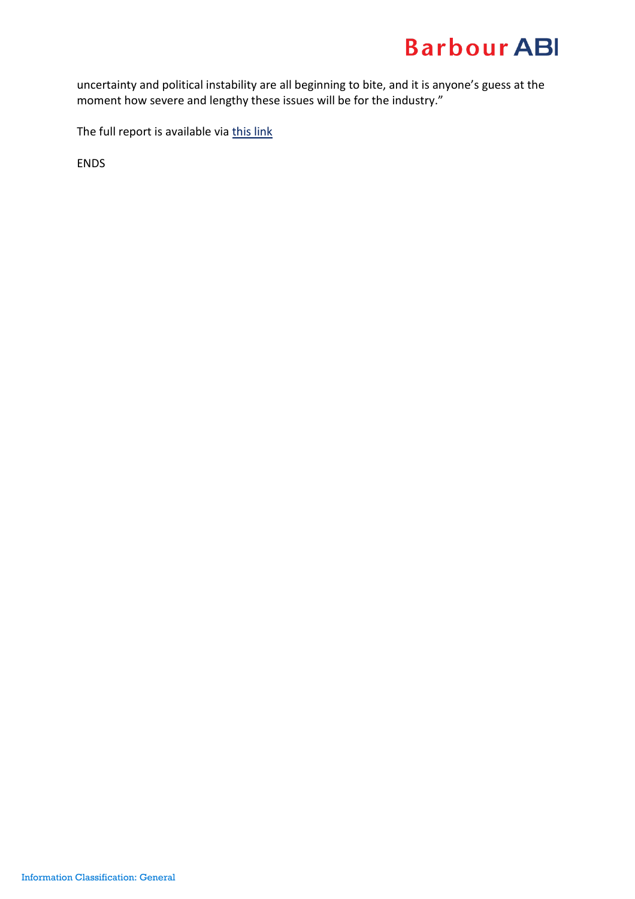uncertainty and political instability are all beginning to bite, and it is anyone's guess at the moment how severe and lengthy these issues will be for the industry."

The full report is available via this link

ENDS